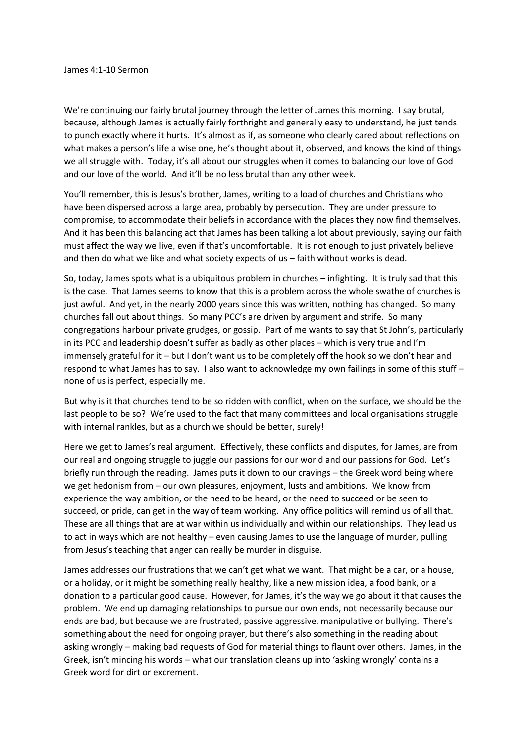James 4:1-10 Sermon

We're continuing our fairly brutal journey through the letter of James this morning. I say brutal, because, although James is actually fairly forthright and generally easy to understand, he just tends to punch exactly where it hurts. It's almost as if, as someone who clearly cared about reflections on what makes a person's life a wise one, he's thought about it, observed, and knows the kind of things we all struggle with. Today, it's all about our struggles when it comes to balancing our love of God and our love of the world. And it'll be no less brutal than any other week.

You'll remember, this is Jesus's brother, James, writing to a load of churches and Christians who have been dispersed across a large area, probably by persecution. They are under pressure to compromise, to accommodate their beliefs in accordance with the places they now find themselves. And it has been this balancing act that James has been talking a lot about previously, saying our faith must affect the way we live, even if that's uncomfortable. It is not enough to just privately believe and then do what we like and what society expects of us – faith without works is dead.

So, today, James spots what is a ubiquitous problem in churches – infighting. It is truly sad that this is the case. That James seems to know that this is a problem across the whole swathe of churches is just awful. And yet, in the nearly 2000 years since this was written, nothing has changed. So many churches fall out about things. So many PCC's are driven by argument and strife. So many congregations harbour private grudges, or gossip. Part of me wants to say that St John's, particularly in its PCC and leadership doesn't suffer as badly as other places – which is very true and I'm immensely grateful for it – but I don't want us to be completely off the hook so we don't hear and respond to what James has to say. I also want to acknowledge my own failings in some of this stuff – none of us is perfect, especially me.

But why is it that churches tend to be so ridden with conflict, when on the surface, we should be the last people to be so? We're used to the fact that many committees and local organisations struggle with internal rankles, but as a church we should be better, surely!

Here we get to James's real argument. Effectively, these conflicts and disputes, for James, are from our real and ongoing struggle to juggle our passions for our world and our passions for God. Let's briefly run through the reading. James puts it down to our cravings – the Greek word being where we get hedonism from – our own pleasures, enjoyment, lusts and ambitions. We know from experience the way ambition, or the need to be heard, or the need to succeed or be seen to succeed, or pride, can get in the way of team working. Any office politics will remind us of all that. These are all things that are at war within us individually and within our relationships. They lead us to act in ways which are not healthy – even causing James to use the language of murder, pulling from Jesus's teaching that anger can really be murder in disguise.

James addresses our frustrations that we can't get what we want. That might be a car, or a house, or a holiday, or it might be something really healthy, like a new mission idea, a food bank, or a donation to a particular good cause. However, for James, it's the way we go about it that causes the problem. We end up damaging relationships to pursue our own ends, not necessarily because our ends are bad, but because we are frustrated, passive aggressive, manipulative or bullying. There's something about the need for ongoing prayer, but there's also something in the reading about asking wrongly – making bad requests of God for material things to flaunt over others. James, in the Greek, isn't mincing his words – what our translation cleans up into 'asking wrongly' contains a Greek word for dirt or excrement.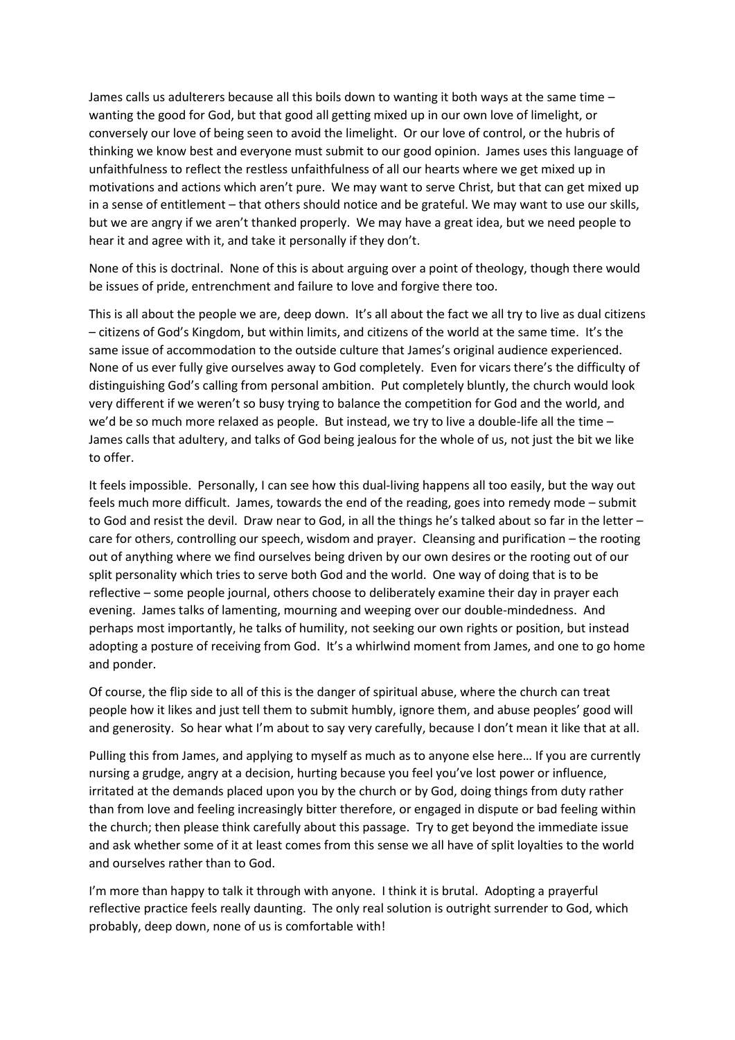James calls us adulterers because all this boils down to wanting it both ways at the same time – wanting the good for God, but that good all getting mixed up in our own love of limelight, or conversely our love of being seen to avoid the limelight. Or our love of control, or the hubris of thinking we know best and everyone must submit to our good opinion. James uses this language of unfaithfulness to reflect the restless unfaithfulness of all our hearts where we get mixed up in motivations and actions which aren't pure. We may want to serve Christ, but that can get mixed up in a sense of entitlement – that others should notice and be grateful. We may want to use our skills, but we are angry if we aren't thanked properly. We may have a great idea, but we need people to hear it and agree with it, and take it personally if they don't.

None of this is doctrinal. None of this is about arguing over a point of theology, though there would be issues of pride, entrenchment and failure to love and forgive there too.

This is all about the people we are, deep down. It's all about the fact we all try to live as dual citizens – citizens of God's Kingdom, but within limits, and citizens of the world at the same time. It's the same issue of accommodation to the outside culture that James's original audience experienced. None of us ever fully give ourselves away to God completely. Even for vicars there's the difficulty of distinguishing God's calling from personal ambition. Put completely bluntly, the church would look very different if we weren't so busy trying to balance the competition for God and the world, and we'd be so much more relaxed as people. But instead, we try to live a double-life all the time – James calls that adultery, and talks of God being jealous for the whole of us, not just the bit we like to offer.

It feels impossible. Personally, I can see how this dual-living happens all too easily, but the way out feels much more difficult. James, towards the end of the reading, goes into remedy mode – submit to God and resist the devil. Draw near to God, in all the things he's talked about so far in the letter – care for others, controlling our speech, wisdom and prayer. Cleansing and purification – the rooting out of anything where we find ourselves being driven by our own desires or the rooting out of our split personality which tries to serve both God and the world. One way of doing that is to be reflective – some people journal, others choose to deliberately examine their day in prayer each evening. James talks of lamenting, mourning and weeping over our double-mindedness. And perhaps most importantly, he talks of humility, not seeking our own rights or position, but instead adopting a posture of receiving from God. It's a whirlwind moment from James, and one to go home and ponder.

Of course, the flip side to all of this is the danger of spiritual abuse, where the church can treat people how it likes and just tell them to submit humbly, ignore them, and abuse peoples' good will and generosity. So hear what I'm about to say very carefully, because I don't mean it like that at all.

Pulling this from James, and applying to myself as much as to anyone else here… If you are currently nursing a grudge, angry at a decision, hurting because you feel you've lost power or influence, irritated at the demands placed upon you by the church or by God, doing things from duty rather than from love and feeling increasingly bitter therefore, or engaged in dispute or bad feeling within the church; then please think carefully about this passage. Try to get beyond the immediate issue and ask whether some of it at least comes from this sense we all have of split loyalties to the world and ourselves rather than to God.

I'm more than happy to talk it through with anyone. I think it is brutal. Adopting a prayerful reflective practice feels really daunting. The only real solution is outright surrender to God, which probably, deep down, none of us is comfortable with!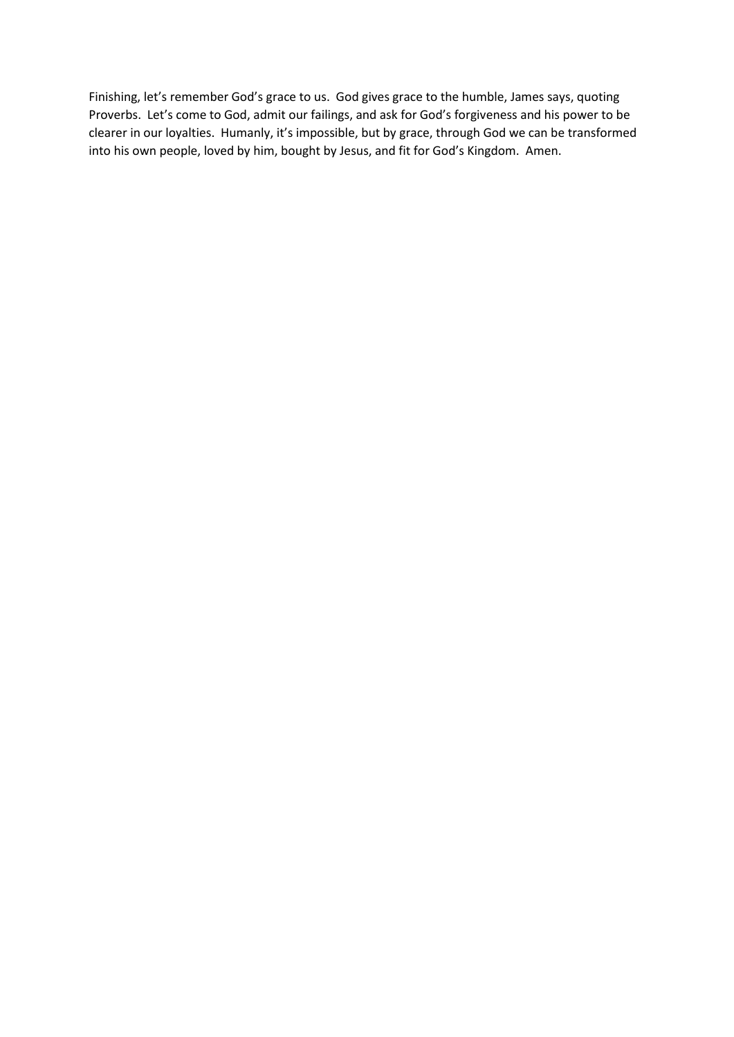Finishing, let's remember God's grace to us. God gives grace to the humble, James says, quoting Proverbs. Let's come to God, admit our failings, and ask for God's forgiveness and his power to be clearer in our loyalties. Humanly, it's impossible, but by grace, through God we can be transformed into his own people, loved by him, bought by Jesus, and fit for God's Kingdom. Amen.